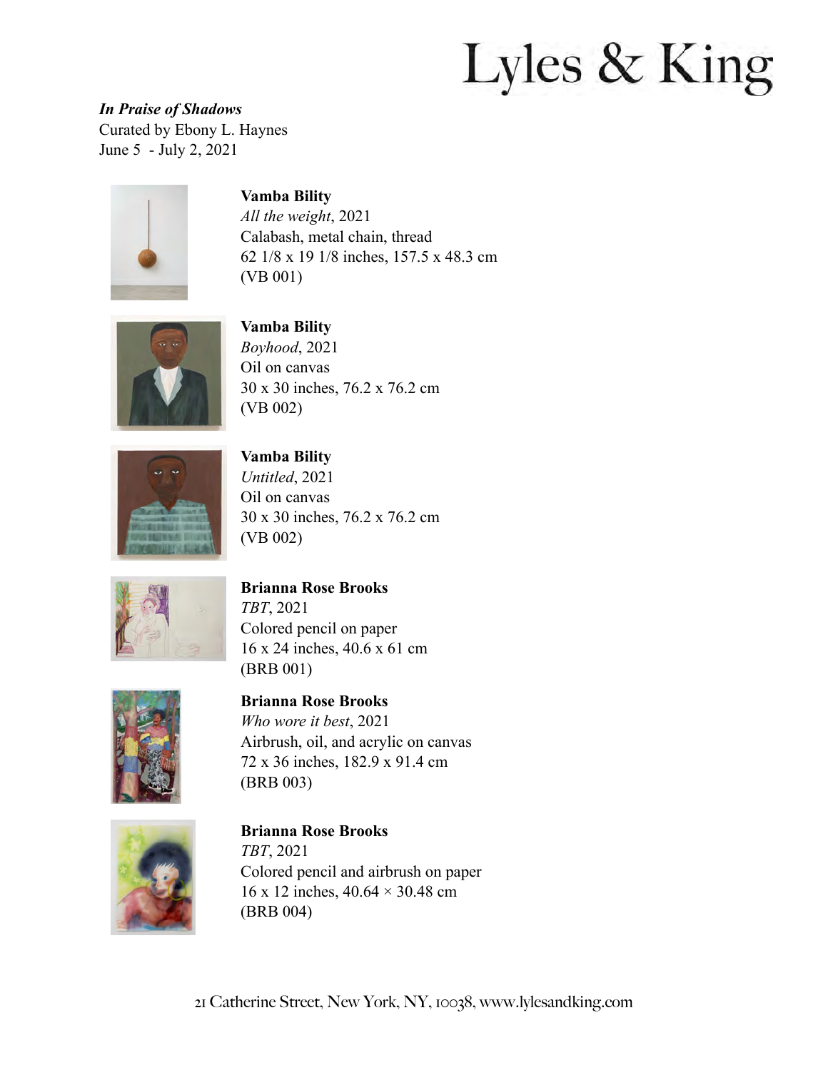# Lyles & King

***In Praise of Shadows***
Curated by Ebony L. Haynes
June 5 - July 2, 2021

**Vamba Bility**
*All the weight*, 2021
Calabash, metal chain, thread
62 1/8 x 19 1/8 inches, 157.5 x 48.3 cm
(VB 001)

**Vamba Bility**
*Boyhood*, 2021
Oil on canvas
30 x 30 inches, 76.2 x 76.2 cm
(VB 002)

**Vamba Bility**
*Untitled*, 2021
Oil on canvas
30 x 30 inches, 76.2 x 76.2 cm
(VB 002)

**Brianna Rose Brooks**
*TBT*, 2021
Colored pencil on paper
16 x 24 inches, 40.6 x 61 cm
(BRB 001)

**Brianna Rose Brooks**
*Who wore it best*, 2021
Airbrush, oil, and acrylic on canvas
72 x 36 inches, 182.9 x 91.4 cm
(BRB 003)

**Brianna Rose Brooks**
*TBT*, 2021
Colored pencil and airbrush on paper
16 x 12 inches, 40.64 × 30.48 cm
(BRB 004)

21 Catherine Street, New York, NY, 10038, www.lylesandking.com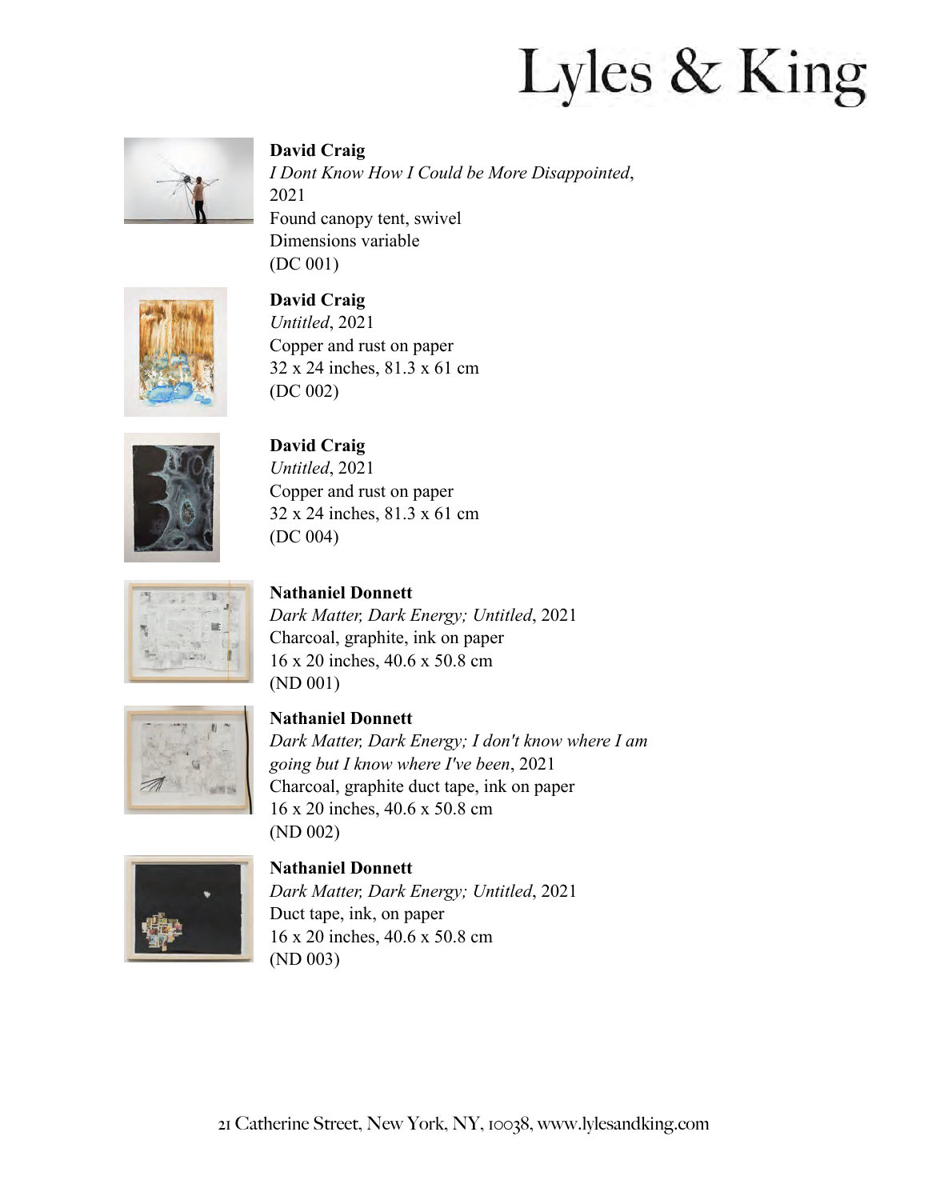**David Craig**
*I Dont Know How I Could be More Disappointed*,
2021
Found canopy tent, swivel
Dimensions variable
(DC 001)

**David Craig**
*Untitled*, 2021
Copper and rust on paper
32 x 24 inches, 81.3 x 61 cm
(DC 002)

**David Craig**
*Untitled*, 2021
Copper and rust on paper
32 x 24 inches, 81.3 x 61 cm
(DC 004)

**Nathaniel Donnett**
*Dark Matter, Dark Energy; Untitled*, 2021
Charcoal, graphite, ink on paper
16 x 20 inches, 40.6 x 50.8 cm
(ND 001)

**Nathaniel Donnett**
*Dark Matter, Dark Energy; I don't know where I am going but I know where I've been*, 2021
Charcoal, graphite duct tape, ink on paper
16 x 20 inches, 40.6 x 50.8 cm
(ND 002)

**Nathaniel Donnett**
*Dark Matter, Dark Energy; Untitled*, 2021
Duct tape, ink, on paper
16 x 20 inches, 40.6 x 50.8 cm
(ND 003)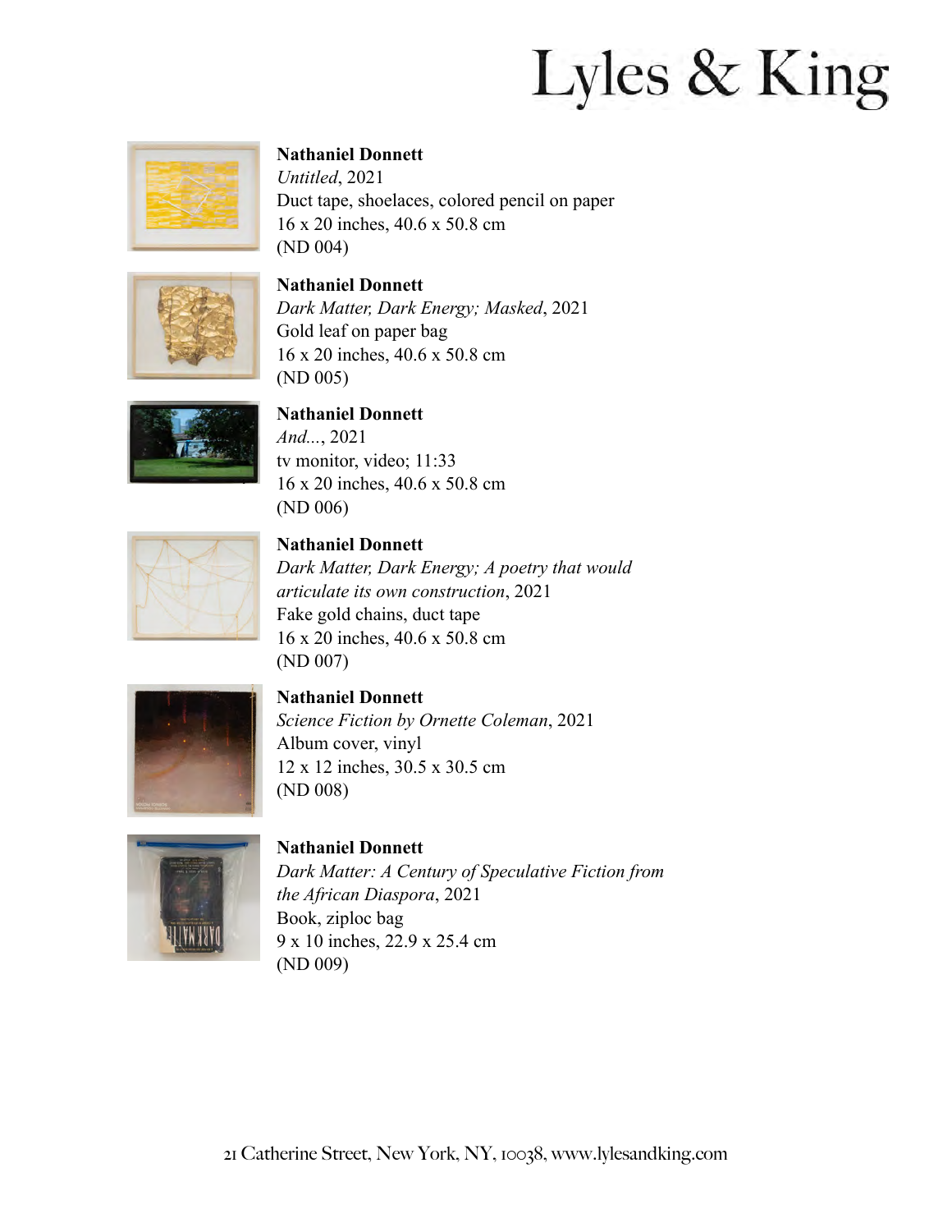**Nathaniel Donnett**
*Untitled*, 2021
Duct tape, shoelaces, colored pencil on paper
16 x 20 inches, 40.6 x 50.8 cm
(ND 004)

**Nathaniel Donnett**
*Dark Matter, Dark Energy; Masked*, 2021
Gold leaf on paper bag
16 x 20 inches, 40.6 x 50.8 cm
(ND 005)

**Nathaniel Donnett**
*And...*, 2021
tv monitor, video; 11:33
16 x 20 inches, 40.6 x 50.8 cm
(ND 006)

**Nathaniel Donnett**
*Dark Matter, Dark Energy; A poetry that would articulate its own construction*, 2021
Fake gold chains, duct tape
16 x 20 inches, 40.6 x 50.8 cm
(ND 007)

**Nathaniel Donnett**
*Science Fiction by Ornette Coleman*, 2021
Album cover, vinyl
12 x 12 inches, 30.5 x 30.5 cm
(ND 008)

**Nathaniel Donnett**
*Dark Matter: A Century of Speculative Fiction from the African Diaspora*, 2021
Book, ziploc bag
9 x 10 inches, 22.9 x 25.4 cm
(ND 009)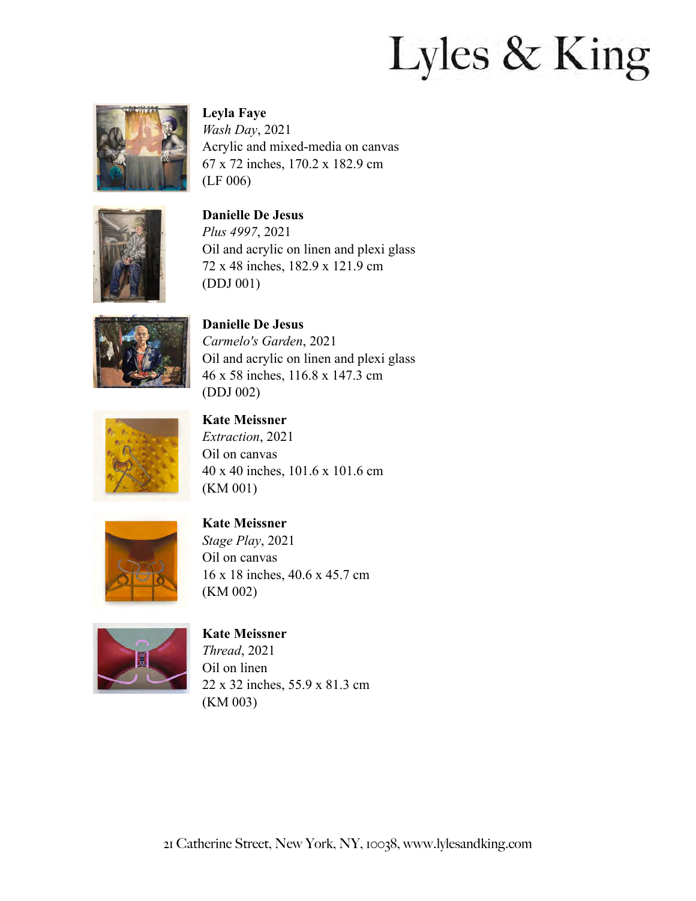**Leyla Faye**
*Wash Day*, 2021
Acrylic and mixed-media on canvas
67 x 72 inches, 170.2 x 182.9 cm
(LF 006)

**Danielle De Jesus**
*Plus 4997*, 2021
Oil and acrylic on linen and plexi glass
72 x 48 inches, 182.9 x 121.9 cm
(DDJ 001)

**Danielle De Jesus**
*Carmelo's Garden*, 2021
Oil and acrylic on linen and plexi glass
46 x 58 inches, 116.8 x 147.3 cm
(DDJ 002)

**Kate Meissner**
*Extraction*, 2021
Oil on canvas
40 x 40 inches, 101.6 x 101.6 cm
(KM 001)

**Kate Meissner**
*Stage Play*, 2021
Oil on canvas
16 x 18 inches, 40.6 x 45.7 cm
(KM 002)

**Kate Meissner**
*Thread*, 2021
Oil on linen
22 x 32 inches, 55.9 x 81.3 cm
(KM 003)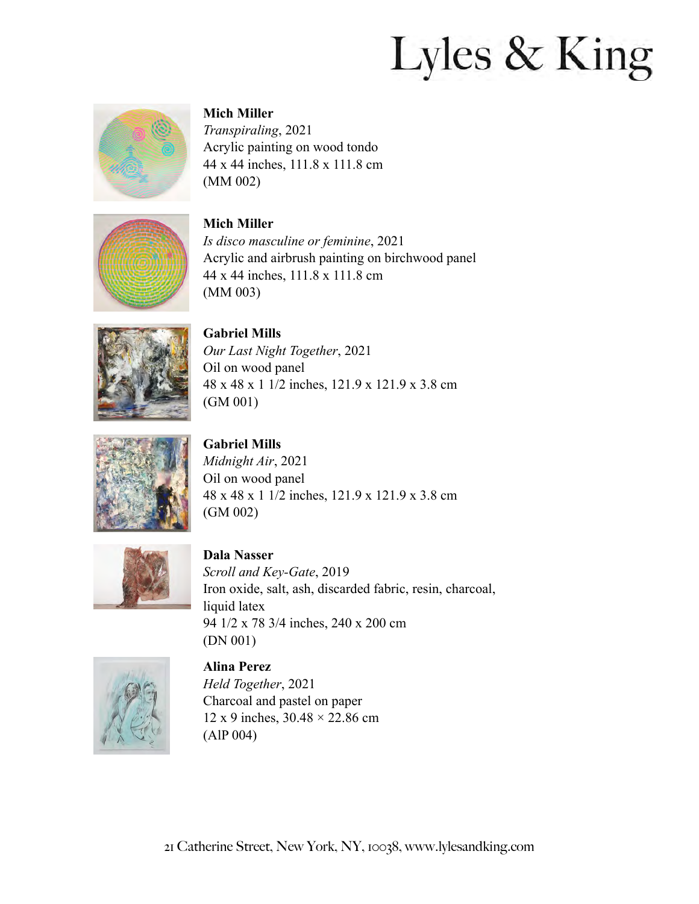# Lyles & King

**Mich Miller**
*Transpiraling*, 2021
Acrylic painting on wood tondo
44 x 44 inches, 111.8 x 111.8 cm
(MM 002)

**Mich Miller**
*Is disco masculine or feminine*, 2021
Acrylic and airbrush painting on birchwood panel
44 x 44 inches, 111.8 x 111.8 cm
(MM 003)

**Gabriel Mills**
*Our Last Night Together*, 2021
Oil on wood panel
48 x 48 x 1 1/2 inches, 121.9 x 121.9 x 3.8 cm
(GM 001)

**Gabriel Mills**
*Midnight Air*, 2021
Oil on wood panel
48 x 48 x 1 1/2 inches, 121.9 x 121.9 x 3.8 cm
(GM 002)

**Dala Nasser**
*Scroll and Key-Gate*, 2019
Iron oxide, salt, ash, discarded fabric, resin, charcoal, liquid latex
94 1/2 x 78 3/4 inches, 240 x 200 cm
(DN 001)

**Alina Perez**
*Held Together*, 2021
Charcoal and pastel on paper
12 x 9 inches, 30.48 × 22.86 cm
(AlP 004)

21 Catherine Street, New York, NY, 10038, www.lylesandking.com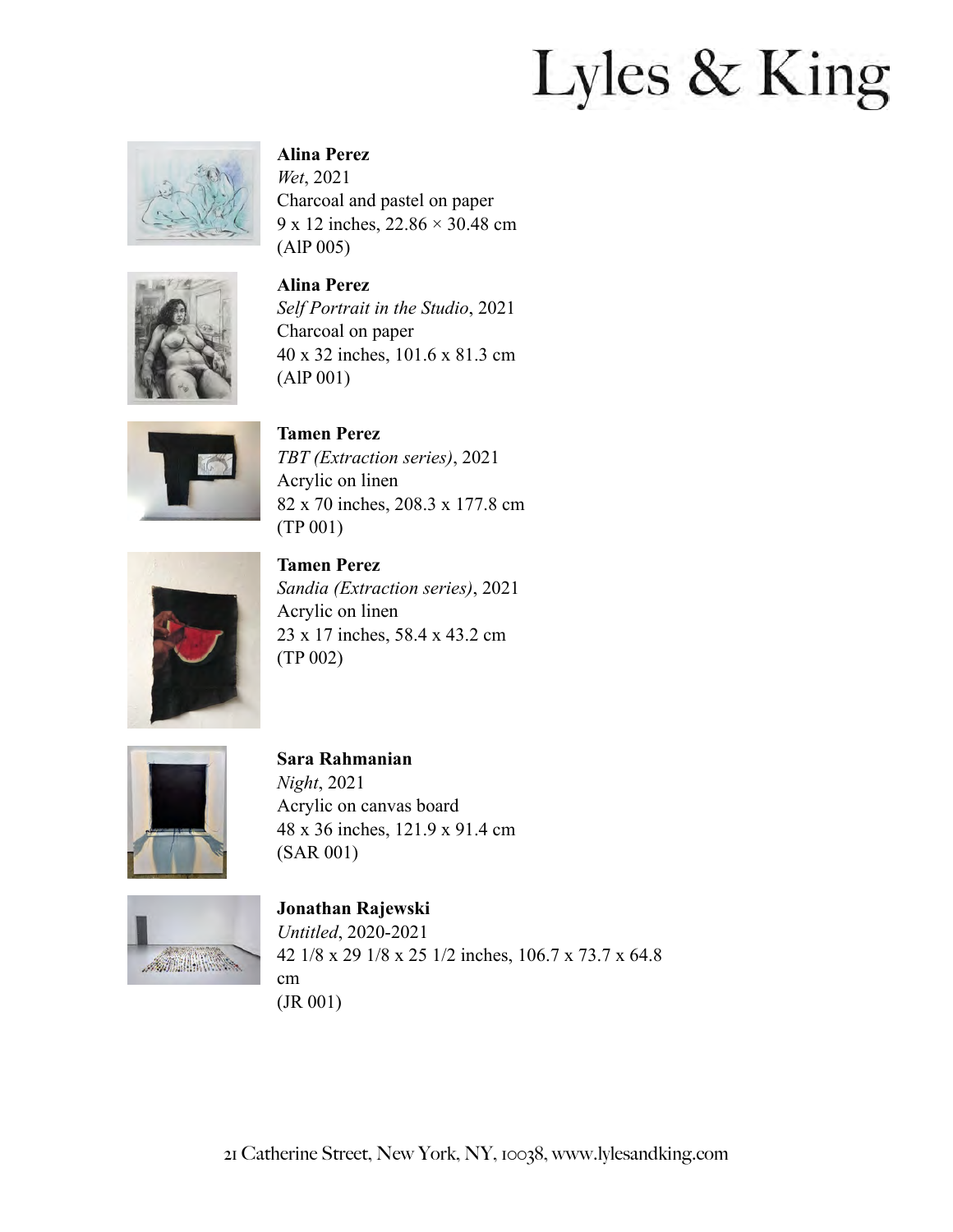**Alina Perez**
*Wet*, 2021
Charcoal and pastel on paper
9 x 12 inches, 22.86 × 30.48 cm
(AlP 005)

**Alina Perez**
*Self Portrait in the Studio*, 2021
Charcoal on paper
40 x 32 inches, 101.6 x 81.3 cm
(AlP 001)

**Tamen Perez**
*TBT (Extraction series)*, 2021
Acrylic on linen
82 x 70 inches, 208.3 x 177.8 cm
(TP 001)

**Tamen Perez**
*Sandia (Extraction series)*, 2021
Acrylic on linen
23 x 17 inches, 58.4 x 43.2 cm
(TP 002)

**Sara Rahmanian**
*Night*, 2021
Acrylic on canvas board
48 x 36 inches, 121.9 x 91.4 cm
(SAR 001)

**Jonathan Rajewski**
*Untitled*, 2020-2021
42 1/8 x 29 1/8 x 25 1/2 inches, 106.7 x 73.7 x 64.8 cm
(JR 001)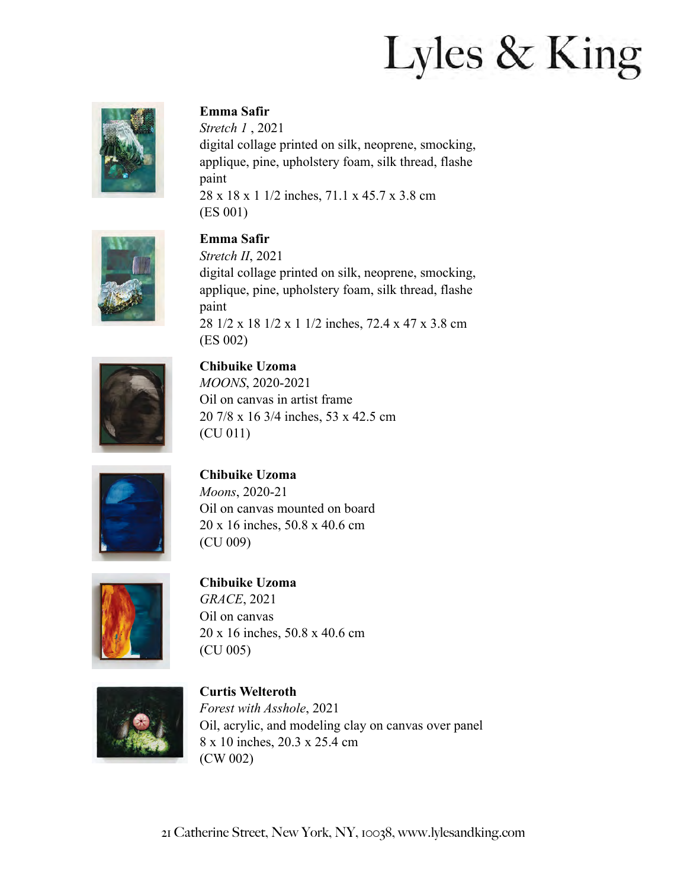**Emma Safir**
*Stretch 1* , 2021
digital collage printed on silk, neoprene, smocking, applique, pine, upholstery foam, silk thread, flashe paint
28 x 18 x 1 1/2 inches, 71.1 x 45.7 x 3.8 cm
(ES 001)

**Emma Safir**
*Stretch II*, 2021
digital collage printed on silk, neoprene, smocking, applique, pine, upholstery foam, silk thread, flashe paint
28 1/2 x 18 1/2 x 1 1/2 inches, 72.4 x 47 x 3.8 cm
(ES 002)

**Chibuike Uzoma**
*MOONS*, 2020-2021
Oil on canvas in artist frame
20 7/8 x 16 3/4 inches, 53 x 42.5 cm
(CU 011)

**Chibuike Uzoma**
*Moons*, 2020-21
Oil on canvas mounted on board
20 x 16 inches, 50.8 x 40.6 cm
(CU 009)

**Chibuike Uzoma**
*GRACE*, 2021
Oil on canvas
20 x 16 inches, 50.8 x 40.6 cm
(CU 005)

**Curtis Welteroth**
*Forest with Asshole*, 2021
Oil, acrylic, and modeling clay on canvas over panel
8 x 10 inches, 20.3 x 25.4 cm
(CW 002)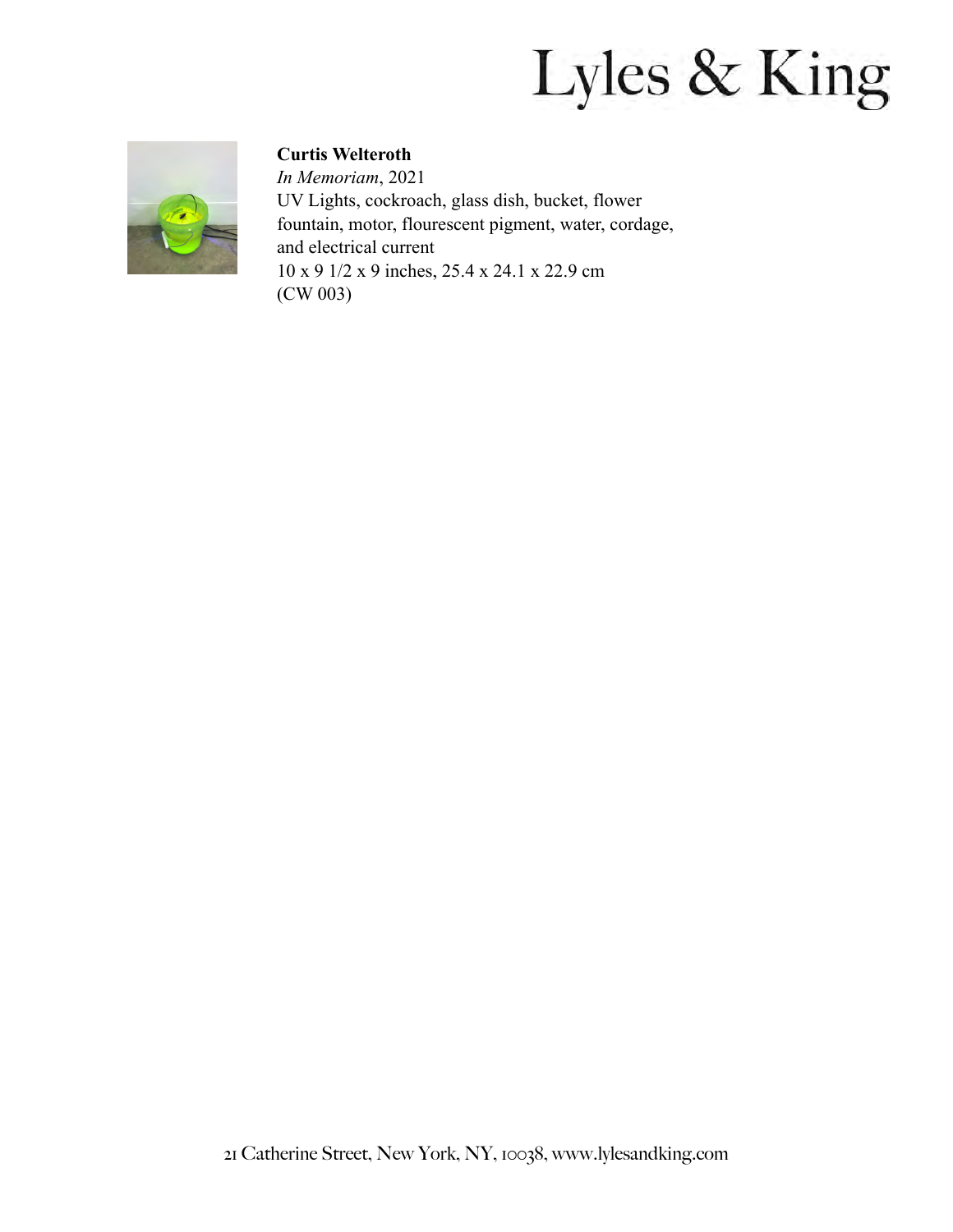**Curtis Welteroth**
*In Memoriam*, 2021
UV Lights, cockroach, glass dish, bucket, flower fountain, motor, flourescent pigment, water, cordage, and electrical current
10 x 9 1/2 x 9 inches, 25.4 x 24.1 x 22.9 cm
(CW 003)